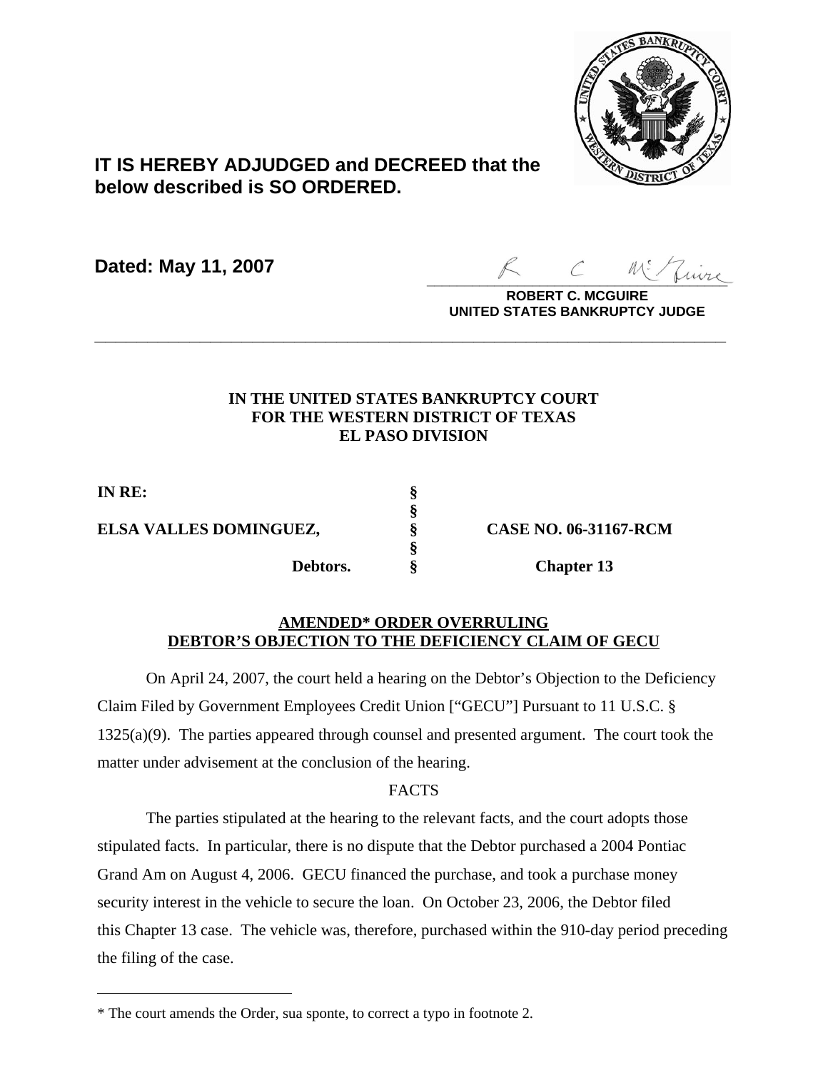**IT IS HEREBY ADJUDGED and DECREED that the below described is SO ORDERED.**

**Dated: May 11, 2007**

**ROBERT C. MCGUIRE**
**UNITED STATES BANKRUPTCY JUDGE**

---

**IN THE UNITED STATES BANKRUPTCY COURT**
**FOR THE WESTERN DISTRICT OF TEXAS**
**EL PASO DIVISION**

| | | |
|---|---|---|
| **IN RE:** | **§** | |
| | **§** | |
| **ELSA VALLES DOMINGUEZ,** | **§** | **CASE NO. 06-31167-RCM** |
| | **§** | |
| **Debtors.** | **§** | **Chapter 13** |

**AMENDED* ORDER OVERRULING DEBTOR'S OBJECTION TO THE DEFICIENCY CLAIM OF GECU**

On April 24, 2007, the court held a hearing on the Debtor's Objection to the Deficiency Claim Filed by Government Employees Credit Union ["GECU"] Pursuant to 11 U.S.C. § 1325(a)(9). The parties appeared through counsel and presented argument. The court took the matter under advisement at the conclusion of the hearing.

FACTS

The parties stipulated at the hearing to the relevant facts, and the court adopts those stipulated facts. In particular, there is no dispute that the Debtor purchased a 2004 Pontiac Grand Am on August 4, 2006. GECU financed the purchase, and took a purchase money security interest in the vehicle to secure the loan. On October 23, 2006, the Debtor filed this Chapter 13 case. The vehicle was, therefore, purchased within the 910-day period preceding the filing of the case.

---

* The court amends the Order, sua sponte, to correct a typo in footnote 2.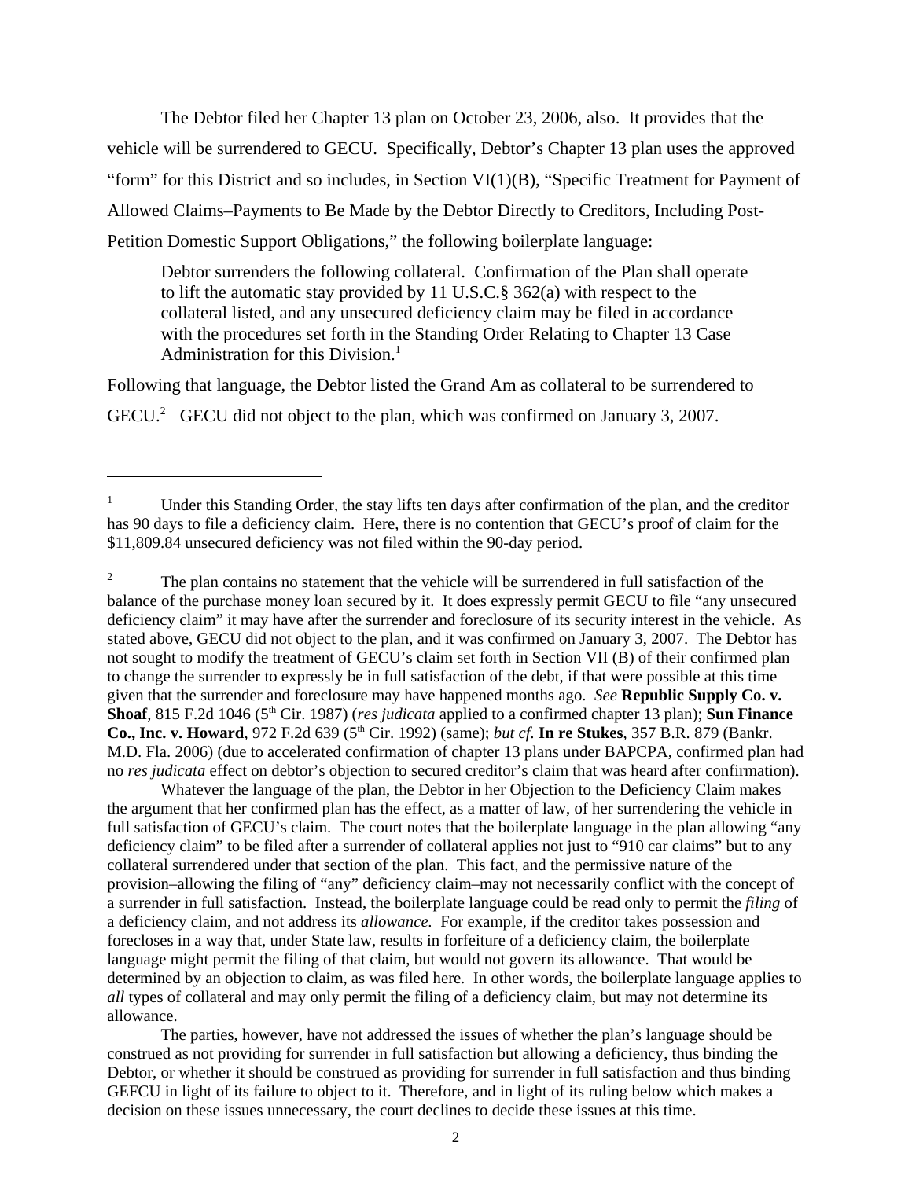The Debtor filed her Chapter 13 plan on October 23, 2006, also. It provides that the vehicle will be surrendered to GECU. Specifically, Debtor's Chapter 13 plan uses the approved "form" for this District and so includes, in Section VI(1)(B), "Specific Treatment for Payment of Allowed Claims–Payments to Be Made by the Debtor Directly to Creditors, Including Post-Petition Domestic Support Obligations," the following boilerplate language:

> Debtor surrenders the following collateral. Confirmation of the Plan shall operate to lift the automatic stay provided by 11 U.S.C.§ 362(a) with respect to the collateral listed, and any unsecured deficiency claim may be filed in accordance with the procedures set forth in the Standing Order Relating to Chapter 13 Case Administration for this Division.[1]

Following that language, the Debtor listed the Grand Am as collateral to be surrendered to GECU.[2] GECU did not object to the plan, which was confirmed on January 3, 2007.

---

[1] Under this Standing Order, the stay lifts ten days after confirmation of the plan, and the creditor has 90 days to file a deficiency claim. Here, there is no contention that GECU's proof of claim for the $11,809.84 unsecured deficiency was not filed within the 90-day period.

[2] The plan contains no statement that the vehicle will be surrendered in full satisfaction of the balance of the purchase money loan secured by it. It does expressly permit GECU to file "any unsecured deficiency claim" it may have after the surrender and foreclosure of its security interest in the vehicle. As stated above, GECU did not object to the plan, and it was confirmed on January 3, 2007. The Debtor has not sought to modify the treatment of GECU's claim set forth in Section VII (B) of their confirmed plan to change the surrender to expressly be in full satisfaction of the debt, if that were possible at this time given that the surrender and foreclosure may have happened months ago. *See* **Republic Supply Co. v. Shoaf**, 815 F.2d 1046 (5th Cir. 1987) (*res judicata* applied to a confirmed chapter 13 plan); **Sun Finance Co., Inc. v. Howard**, 972 F.2d 639 (5th Cir. 1992) (same); *but cf.* **In re Stukes**, 357 B.R. 879 (Bankr. M.D. Fla. 2006) (due to accelerated confirmation of chapter 13 plans under BAPCPA, confirmed plan had no *res judicata* effect on debtor's objection to secured creditor's claim that was heard after confirmation).

Whatever the language of the plan, the Debtor in her Objection to the Deficiency Claim makes the argument that her confirmed plan has the effect, as a matter of law, of her surrendering the vehicle in full satisfaction of GECU's claim. The court notes that the boilerplate language in the plan allowing "any deficiency claim" to be filed after a surrender of collateral applies not just to "910 car claims" but to any collateral surrendered under that section of the plan. This fact, and the permissive nature of the provision–allowing the filing of "any" deficiency claim–may not necessarily conflict with the concept of a surrender in full satisfaction. Instead, the boilerplate language could be read only to permit the *filing* of a deficiency claim, and not address its *allowance.* For example, if the creditor takes possession and forecloses in a way that, under State law, results in forfeiture of a deficiency claim, the boilerplate language might permit the filing of that claim, but would not govern its allowance. That would be determined by an objection to claim, as was filed here. In other words, the boilerplate language applies to *all* types of collateral and may only permit the filing of a deficiency claim, but may not determine its allowance.

The parties, however, have not addressed the issues of whether the plan's language should be construed as not providing for surrender in full satisfaction but allowing a deficiency, thus binding the Debtor, or whether it should be construed as providing for surrender in full satisfaction and thus binding GEFCU in light of its failure to object to it. Therefore, and in light of its ruling below which makes a decision on these issues unnecessary, the court declines to decide these issues at this time.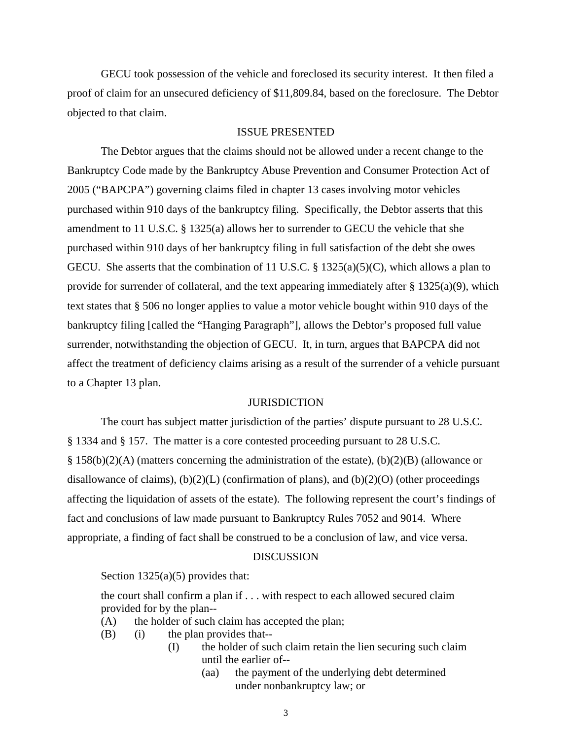GECU took possession of the vehicle and foreclosed its security interest. It then filed a proof of claim for an unsecured deficiency of $11,809.84, based on the foreclosure. The Debtor objected to that claim.

## ISSUE PRESENTED

The Debtor argues that the claims should not be allowed under a recent change to the Bankruptcy Code made by the Bankruptcy Abuse Prevention and Consumer Protection Act of 2005 ("BAPCPA") governing claims filed in chapter 13 cases involving motor vehicles purchased within 910 days of the bankruptcy filing. Specifically, the Debtor asserts that this amendment to 11 U.S.C. § 1325(a) allows her to surrender to GECU the vehicle that she purchased within 910 days of her bankruptcy filing in full satisfaction of the debt she owes GECU. She asserts that the combination of 11 U.S.C. § 1325(a)(5)(C), which allows a plan to provide for surrender of collateral, and the text appearing immediately after § 1325(a)(9), which text states that § 506 no longer applies to value a motor vehicle bought within 910 days of the bankruptcy filing [called the "Hanging Paragraph"], allows the Debtor's proposed full value surrender, notwithstanding the objection of GECU. It, in turn, argues that BAPCPA did not affect the treatment of deficiency claims arising as a result of the surrender of a vehicle pursuant to a Chapter 13 plan.

## JURISDICTION

The court has subject matter jurisdiction of the parties' dispute pursuant to 28 U.S.C. § 1334 and § 157. The matter is a core contested proceeding pursuant to 28 U.S.C. § 158(b)(2)(A) (matters concerning the administration of the estate), (b)(2)(B) (allowance or disallowance of claims), (b)(2)(L) (confirmation of plans), and (b)(2)(O) (other proceedings affecting the liquidation of assets of the estate). The following represent the court's findings of fact and conclusions of law made pursuant to Bankruptcy Rules 7052 and 9014. Where appropriate, a finding of fact shall be construed to be a conclusion of law, and vice versa.

## DISCUSSION

Section 1325(a)(5) provides that:

> the court shall confirm a plan if . . . with respect to each allowed secured claim provided for by the plan--
>
> (A) the holder of such claim has accepted the plan;
>
> (B) (i) the plan provides that--
>
> (I) the holder of such claim retain the lien securing such claim until the earlier of--
>
> (aa) the payment of the underlying debt determined under nonbankruptcy law; or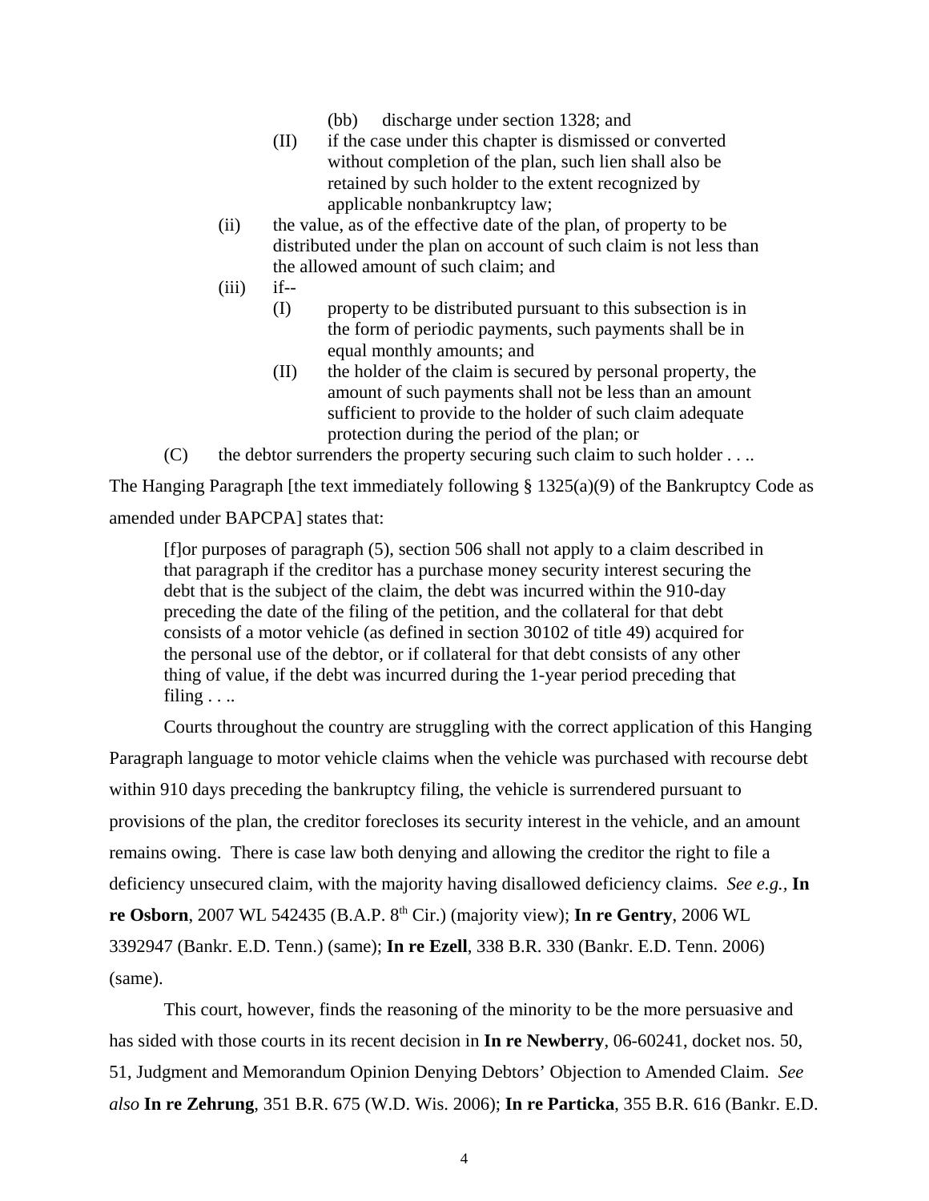(bb) discharge under section 1328; and

(II) if the case under this chapter is dismissed or converted without completion of the plan, such lien shall also be retained by such holder to the extent recognized by applicable nonbankruptcy law;

(ii) the value, as of the effective date of the plan, of property to be distributed under the plan on account of such claim is not less than the allowed amount of such claim; and

(iii) if--

(I) property to be distributed pursuant to this subsection is in the form of periodic payments, such payments shall be in equal monthly amounts; and

(II) the holder of the claim is secured by personal property, the amount of such payments shall not be less than an amount sufficient to provide to the holder of such claim adequate protection during the period of the plan; or

(C) the debtor surrenders the property securing such claim to such holder . . ..

The Hanging Paragraph [the text immediately following § 1325(a)(9) of the Bankruptcy Code as amended under BAPCPA] states that:

> [f]or purposes of paragraph (5), section 506 shall not apply to a claim described in that paragraph if the creditor has a purchase money security interest securing the debt that is the subject of the claim, the debt was incurred within the 910-day preceding the date of the filing of the petition, and the collateral for that debt consists of a motor vehicle (as defined in section 30102 of title 49) acquired for the personal use of the debtor, or if collateral for that debt consists of any other thing of value, if the debt was incurred during the 1-year period preceding that filing . . ..

Courts throughout the country are struggling with the correct application of this Hanging Paragraph language to motor vehicle claims when the vehicle was purchased with recourse debt within 910 days preceding the bankruptcy filing, the vehicle is surrendered pursuant to provisions of the plan, the creditor forecloses its security interest in the vehicle, and an amount remains owing. There is case law both denying and allowing the creditor the right to file a deficiency unsecured claim, with the majority having disallowed deficiency claims. *See e.g.,* **In re Osborn**, 2007 WL 542435 (B.A.P. 8th Cir.) (majority view); **In re Gentry**, 2006 WL 3392947 (Bankr. E.D. Tenn.) (same); **In re Ezell**, 338 B.R. 330 (Bankr. E.D. Tenn. 2006) (same).

This court, however, finds the reasoning of the minority to be the more persuasive and has sided with those courts in its recent decision in **In re Newberry**, 06-60241, docket nos. 50, 51, Judgment and Memorandum Opinion Denying Debtors' Objection to Amended Claim. *See also* **In re Zehrung**, 351 B.R. 675 (W.D. Wis. 2006); **In re Particka**, 355 B.R. 616 (Bankr. E.D.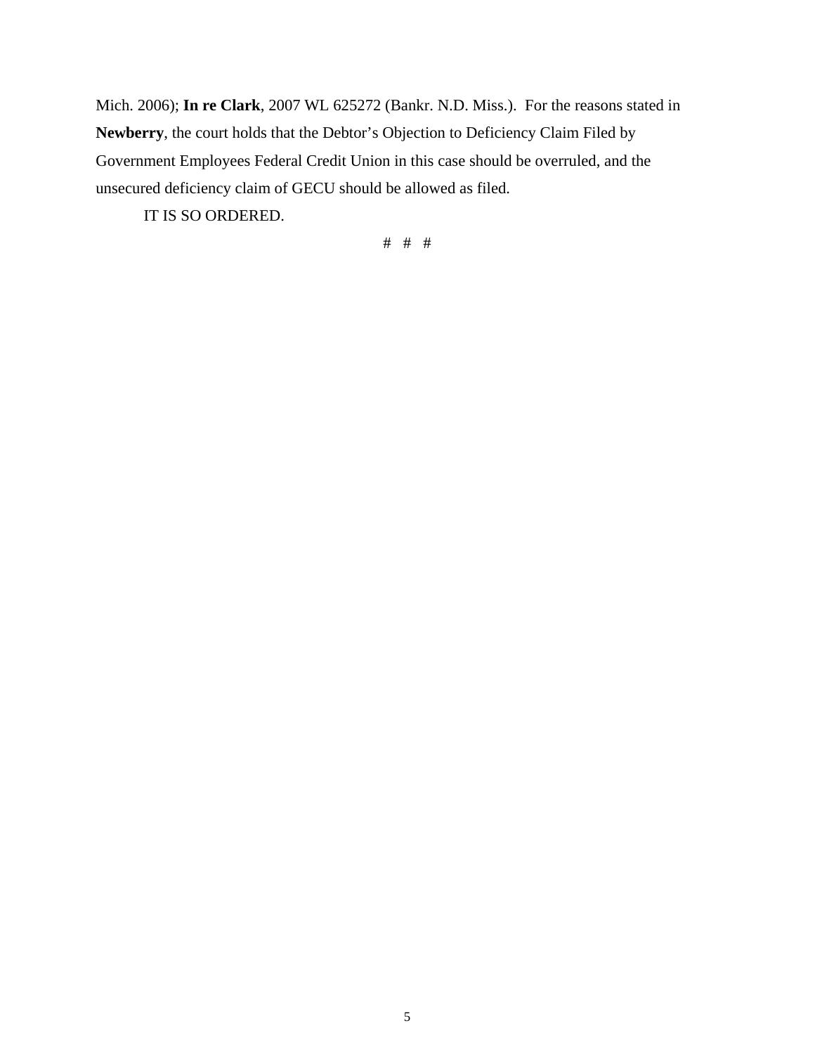Mich. 2006); **In re Clark**, 2007 WL 625272 (Bankr. N.D. Miss.). For the reasons stated in **Newberry**, the court holds that the Debtor's Objection to Deficiency Claim Filed by Government Employees Federal Credit Union in this case should be overruled, and the unsecured deficiency claim of GECU should be allowed as filed.

IT IS SO ORDERED.

# # #